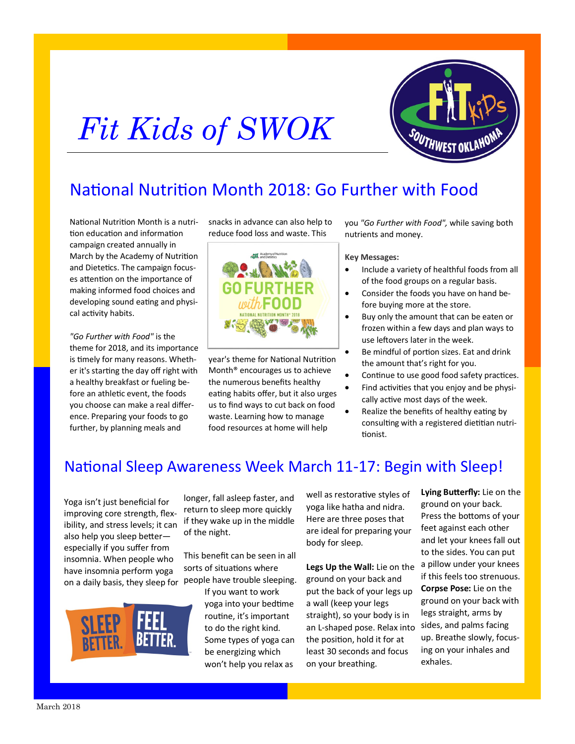# Fit Kids of SWOK

## National Nutrition Month 2018: Go Further with Food

National Nutrition Month is a nutrition education and information campaign created annually in March by the Academy of Nutrition and Dietetics. The campaign focuses attention on the importance of making informed food choices and developing sound eating and physical activity habits.

*"Go Further with Food"* is the theme for 2018, and its importance is timely for many reasons. Whether it's starting the day off right with a healthy breakfast or fueling before an athletic event, the foods you choose can make a real difference. Preparing your foods to go further, by planning meals and snacks in advance can also help to reduce food loss and waste. This year's theme for National Nutrition Month® encourages us to achieve the numerous benefits healthy eating habits offer, but it also urges us to find ways to cut back on food waste. Learning how to manage food resources at home will help you *"Go Further with Food",* while saving both nutrients and money.

**Key Messages:**

- Include a variety of healthful foods from all of the food groups on a regular basis.
- Consider the foods you have on hand before buying more at the store.
- Buy only the amount that can be eaten or frozen within a few days and plan ways to use leftovers later in the week.
- Be mindful of portion sizes. Eat and drink the amount that's right for you.
- Continue to use good food safety practices.
- Find activities that you enjoy and be physically active most days of the week.
- Realize the benefits of healthy eating by consulting with a registered dietitian nutritionist.

## National Sleep Awareness Week March 11-17: Begin with Sleep!

Yoga isn't just beneficial for improving core strength, flexibility, and stress levels; it can also help you sleep better—especially if you suffer from insomnia. When people who have insomnia perform yoga on a daily basis, they sleep for longer, fall asleep faster, and return to sleep more quickly if they wake up in the middle of the night.

This benefit can be seen in all sorts of situations where people have trouble sleeping. If you want to work yoga into your bedtime routine, it's important to do the right kind. Some types of yoga can be energizing which won't help you relax as well as restorative styles of yoga like hatha and nidra. Here are three poses that are ideal for preparing your body for sleep.

**Legs Up the Wall:** Lie on the ground on your back and put the back of your legs up a wall (keep your legs straight), so your body is in an L-shaped pose. Relax into the position, hold it for at least 30 seconds and focus on your breathing.

**Lying Butterfly:** Lie on the ground on your back. Press the bottoms of your feet against each other and let your knees fall out to the sides. You can put a pillow under your knees if this feels too strenuous.

**Corpse Pose:** Lie on the ground on your back with legs straight, arms by sides, and palms facing up. Breathe slowly, focusing on your inhales and exhales.

March 2018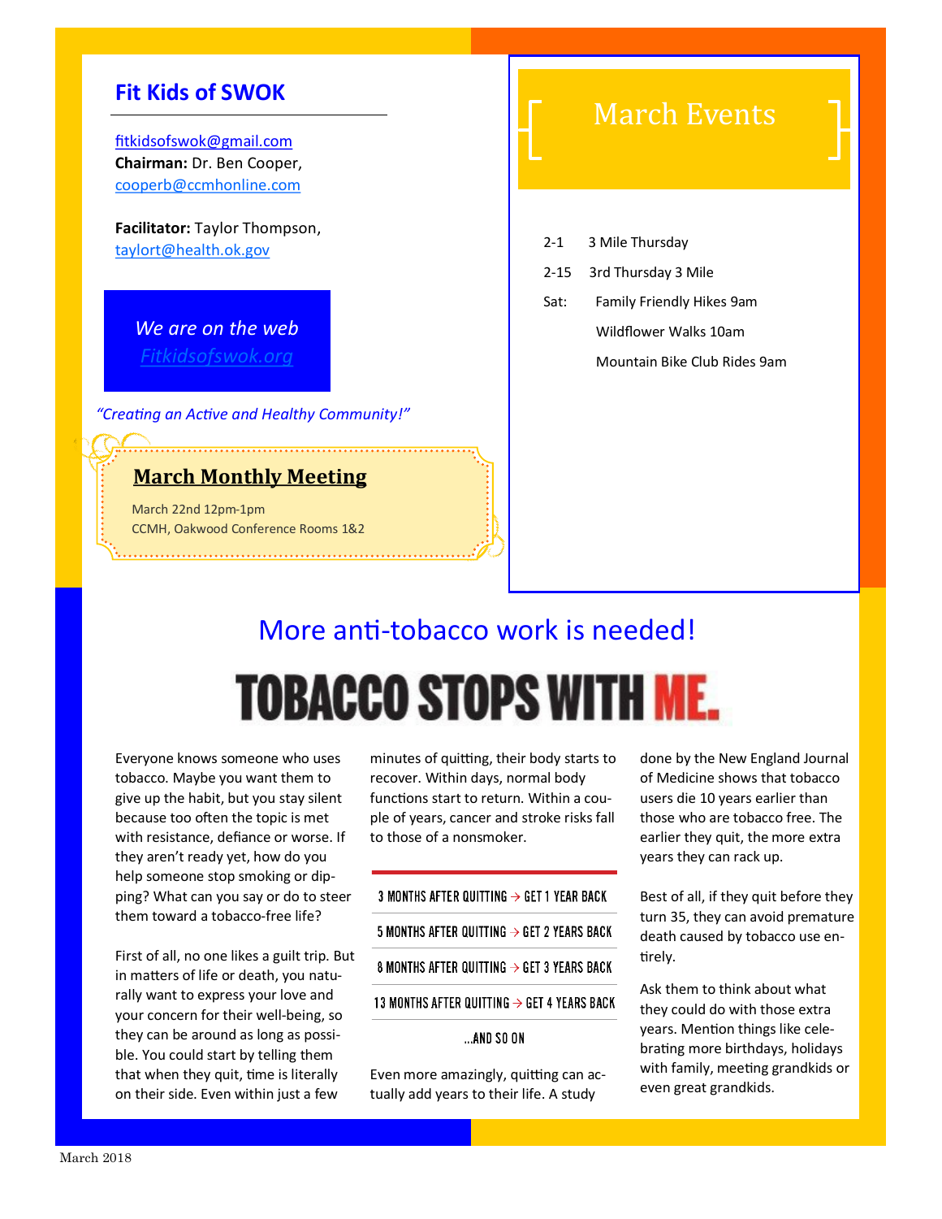## Fit Kids of SWOK

fitkidsofswok@gmail.com
**Chairman:** Dr. Ben Cooper, cooperb@ccmhonline.com

**Facilitator:** Taylor Thompson, taylort@health.ok.gov

*We are on the web*
*Fitkidsofswok.org*

*"Creating an Active and Healthy Community!"*

### March Monthly Meeting

March 22nd 12pm-1pm
CCMH, Oakwood Conference Rooms 1&2

## March Events

2-1 3 Mile Thursday

2-15 3rd Thursday 3 Mile

Sat: Family Friendly Hikes 9am
Wildflower Walks 10am
Mountain Bike Club Rides 9am

## More anti-tobacco work is needed!

# TOBACCO STOPS WITH ME.

Everyone knows someone who uses tobacco. Maybe you want them to give up the habit, but you stay silent because too often the topic is met with resistance, defiance or worse. If they aren't ready yet, how do you help someone stop smoking or dipping? What can you say or do to steer them toward a tobacco-free life?

First of all, no one likes a guilt trip. But in matters of life or death, you naturally want to express your love and your concern for their well-being, so they can be around as long as possible. You could start by telling them that when they quit, time is literally on their side. Even within just a few minutes of quitting, their body starts to recover. Within days, normal body functions start to return. Within a couple of years, cancer and stroke risks fall to those of a nonsmoker.

3 MONTHS AFTER QUITTING → GET 1 YEAR BACK

5 MONTHS AFTER QUITTING → GET 2 YEARS BACK

8 MONTHS AFTER QUITTING → GET 3 YEARS BACK

13 MONTHS AFTER QUITTING → GET 4 YEARS BACK

...AND SO ON

Even more amazingly, quitting can actually add years to their life. A study done by the New England Journal of Medicine shows that tobacco users die 10 years earlier than those who are tobacco free. The earlier they quit, the more extra years they can rack up.

Best of all, if they quit before they turn 35, they can avoid premature death caused by tobacco use entirely.

Ask them to think about what they could do with those extra years. Mention things like celebrating more birthdays, holidays with family, meeting grandkids or even great grandkids.

March 2018